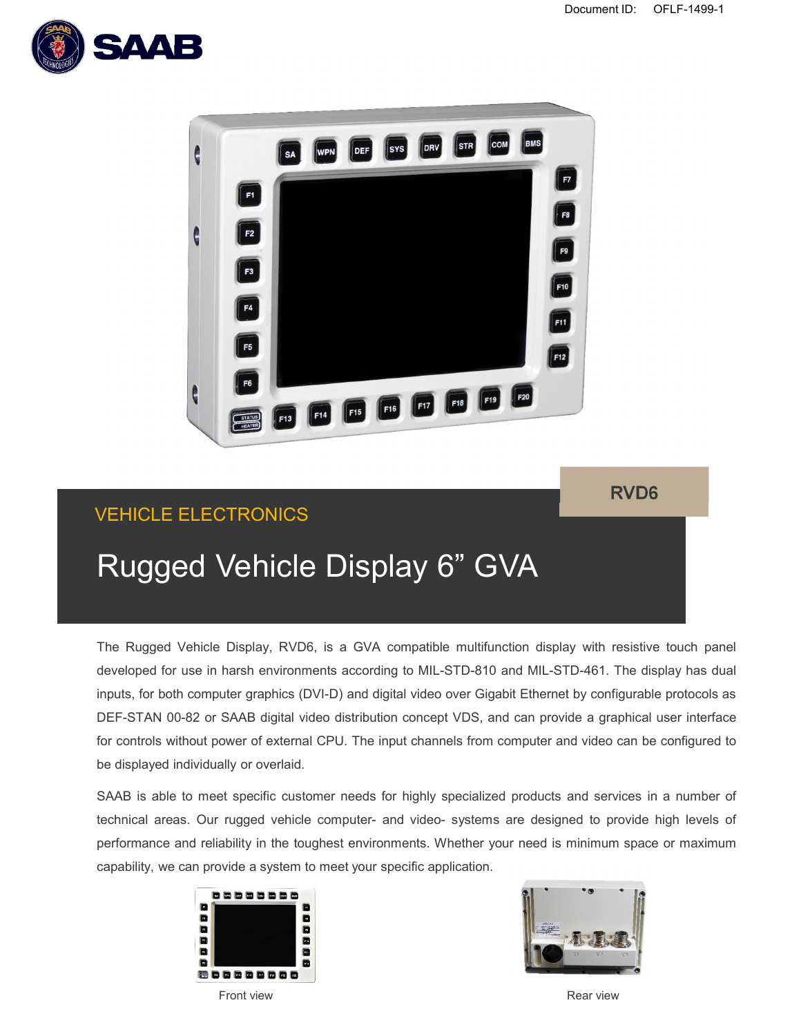Document ID: OFLF-1499-1

RVD6

VEHICLE ELECTRONICS

# Rugged Vehicle Display 6” GVA

The Rugged Vehicle Display, RVD6, is a GVA compatible multifunction display with resistive touch panel developed for use in harsh environments according to MIL-STD-810 and MIL-STD-461. The display has dual inputs, for both computer graphics (DVI-D) and digital video over Gigabit Ethernet by configurable protocols as DEF-STAN 00-82 or SAAB digital video distribution concept VDS, and can provide a graphical user interface for controls without power of external CPU. The input channels from computer and video can be configured to be displayed individually or overlaid.

SAAB is able to meet specific customer needs for highly specialized products and services in a number of technical areas. Our rugged vehicle computer- and video- systems are designed to provide high levels of performance and reliability in the toughest environments. Whether your need is minimum space or maximum capability, we can provide a system to meet your specific application.

Front view

Rear view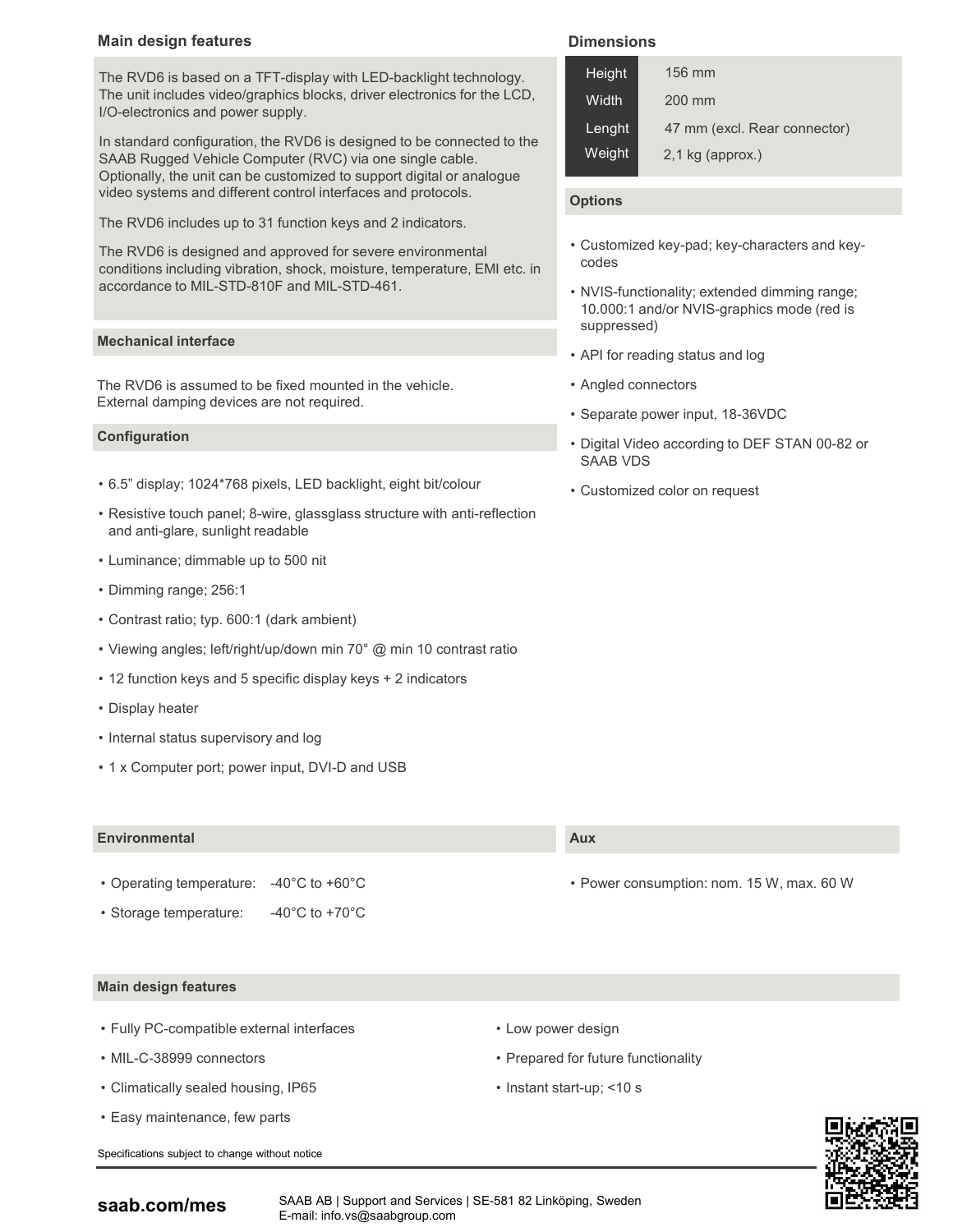## Main design features

The RVD6 is based on a TFT-display with LED-backlight technology. The unit includes video/graphics blocks, driver electronics for the LCD, I/O-electronics and power supply.

In standard configuration, the RVD6 is designed to be connected to the SAAB Rugged Vehicle Computer (RVC) via one single cable. Optionally, the unit can be customized to support digital or analogue video systems and different control interfaces and protocols.

The RVD6 includes up to 31 function keys and 2 indicators.

The RVD6 is designed and approved for severe environmental conditions including vibration, shock, moisture, temperature, EMI etc. in accordance to MIL-STD-810F and MIL-STD-461.

### Mechanical interface

The RVD6 is assumed to be fixed mounted in the vehicle.
External damping devices are not required.

### Configuration

- 6.5" display; 1024*768 pixels, LED backlight, eight bit/colour
- Resistive touch panel; 8-wire, glassglass structure with anti-reflection and anti-glare, sunlight readable
- Luminance; dimmable up to 500 nit
- Dimming range; 256:1
- Contrast ratio; typ. 600:1 (dark ambient)
- Viewing angles; left/right/up/down min 70° @ min 10 contrast ratio
- 12 function keys and 5 specific display keys + 2 indicators
- Display heater
- Internal status supervisory and log
- 1 x Computer port; power input, DVI-D and USB

## Dimensions

| | |
|---|---|
| Height | 156 mm |
| Width | 200 mm |
| Lenght | 47 mm (excl. Rear connector) |
| Weight | 2,1 kg (approx.) |

### Options

- Customized key-pad; key-characters and key-codes
- NVIS-functionality; extended dimming range; 10.000:1 and/or NVIS-graphics mode (red is suppressed)
- API for reading status and log
- Angled connectors
- Separate power input, 18-36VDC
- Digital Video according to DEF STAN 00-82 or SAAB VDS
- Customized color on request

### Environmental

- Operating temperature: -40°C to +60°C
- Storage temperature: -40°C to +70°C

### Aux

- Power consumption: nom. 15 W, max. 60 W

### Main design features

- Fully PC-compatible external interfaces
- MIL-C-38999 connectors
- Climatically sealed housing, IP65
- Easy maintenance, few parts
- Low power design
- Prepared for future functionality
- Instant start-up; <10 s

Specifications subject to change without notice

**saab.com/mes**

SAAB AB | Support and Services | SE-581 82 Linköping, Sweden
E-mail: info.vs@saabgroup.com